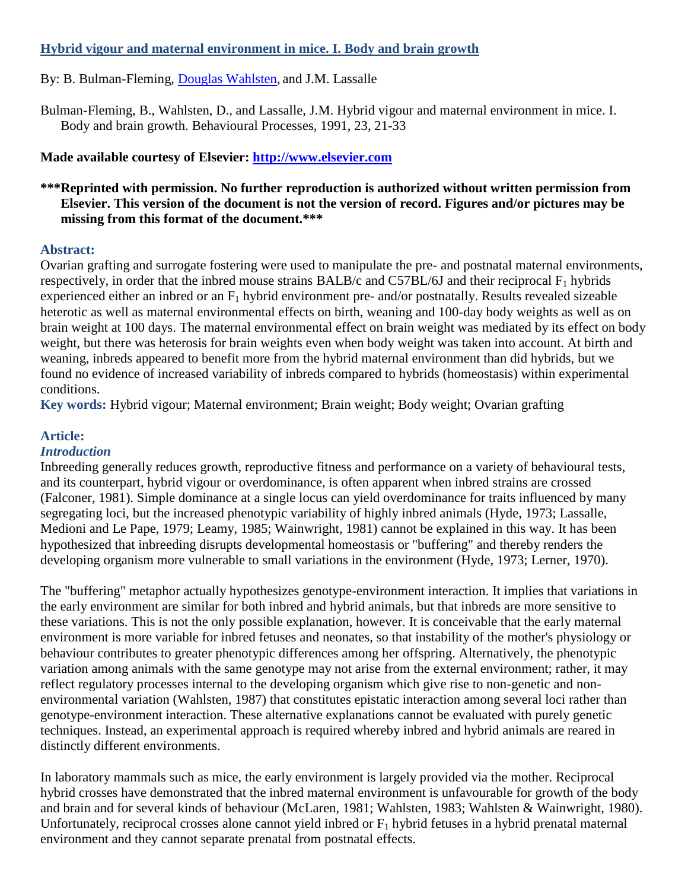# [Hybrid vigour and maternal environment in mice. I. Body and brain growth](#)

By: B. Bulman-Fleming, [Douglas Wahlsten](#), and J.M. Lassalle

Bulman-Fleming, B., Wahlsten, D., and Lassalle, J.M. Hybrid vigour and maternal environment in mice. I. Body and brain growth. Behavioural Processes, 1991, 23, 21-33

**Made available courtesy of Elsevier: [http://www.elsevier.com](http://www.elsevier.com)**

**\*\*\*Reprinted with permission. No further reproduction is authorized without written permission from Elsevier. This version of the document is not the version of record. Figures and/or pictures may be missing from this format of the document.\*\*\***

## Abstract:

Ovarian grafting and surrogate fostering were used to manipulate the pre- and postnatal maternal environments, respectively, in order that the inbred mouse strains BALB/c and C57BL/6J and their reciprocal $F_1$ hybrids experienced either an inbred or an $F_1$ hybrid environment pre- and/or postnatally. Results revealed sizeable heterotic as well as maternal environmental effects on birth, weaning and 100-day body weights as well as on brain weight at 100 days. The maternal environmental effect on brain weight was mediated by its effect on body weight, but there was heterosis for brain weights even when body weight was taken into account. At birth and weaning, inbreds appeared to benefit more from the hybrid maternal environment than did hybrids, but we found no evidence of increased variability of inbreds compared to hybrids (homeostasis) within experimental conditions.

**Key words:** Hybrid vigour; Maternal environment; Brain weight; Body weight; Ovarian grafting

## Article:

### *Introduction*

Inbreeding generally reduces growth, reproductive fitness and performance on a variety of behavioural tests, and its counterpart, hybrid vigour or overdominance, is often apparent when inbred strains are crossed (Falconer, 1981). Simple dominance at a single locus can yield overdominance for traits influenced by many segregating loci, but the increased phenotypic variability of highly inbred animals (Hyde, 1973; Lassalle, Medioni and Le Pape, 1979; Leamy, 1985; Wainwright, 1981) cannot be explained in this way. It has been hypothesized that inbreeding disrupts developmental homeostasis or "buffering" and thereby renders the developing organism more vulnerable to small variations in the environment (Hyde, 1973; Lerner, 1970).

The "buffering" metaphor actually hypothesizes genotype-environment interaction. It implies that variations in the early environment are similar for both inbred and hybrid animals, but that inbreds are more sensitive to these variations. This is not the only possible explanation, however. It is conceivable that the early maternal environment is more variable for inbred fetuses and neonates, so that instability of the mother's physiology or behaviour contributes to greater phenotypic differences among her offspring. Alternatively, the phenotypic variation among animals with the same genotype may not arise from the external environment; rather, it may reflect regulatory processes internal to the developing organism which give rise to non-genetic and non-environmental variation (Wahlsten, 1987) that constitutes epistatic interaction among several loci rather than genotype-environment interaction. These alternative explanations cannot be evaluated with purely genetic techniques. Instead, an experimental approach is required whereby inbred and hybrid animals are reared in distinctly different environments.

In laboratory mammals such as mice, the early environment is largely provided via the mother. Reciprocal hybrid crosses have demonstrated that the inbred maternal environment is unfavourable for growth of the body and brain and for several kinds of behaviour (McLaren, 1981; Wahlsten, 1983; Wahlsten & Wainwright, 1980). Unfortunately, reciprocal crosses alone cannot yield inbred or $F_1$ hybrid fetuses in a hybrid prenatal maternal environment and they cannot separate prenatal from postnatal effects.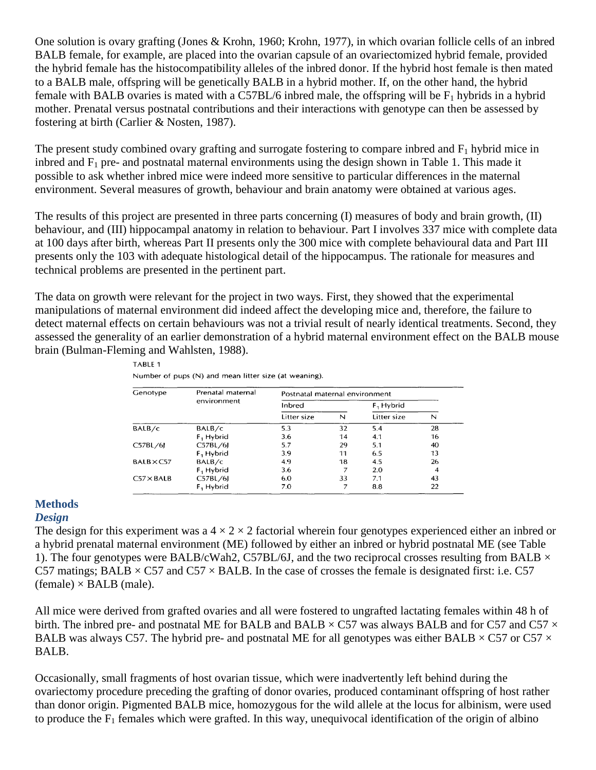One solution is ovary grafting (Jones & Krohn, 1960; Krohn, 1977), in which ovarian follicle cells of an inbred BALB female, for example, are placed into the ovarian capsule of an ovariectomized hybrid female, provided the hybrid female has the histocompatibility alleles of the inbred donor. If the hybrid host female is then mated to a BALB male, offspring will be genetically BALB in a hybrid mother. If, on the other hand, the hybrid female with BALB ovaries is mated with a C57BL/6 inbred male, the offspring will be $F_1$ hybrids in a hybrid mother. Prenatal versus postnatal contributions and their interactions with genotype can then be assessed by fostering at birth (Carlier & Nosten, 1987).

The present study combined ovary grafting and surrogate fostering to compare inbred and $F_1$ hybrid mice in inbred and $F_1$ pre- and postnatal maternal environments using the design shown in Table 1. This made it possible to ask whether inbred mice were indeed more sensitive to particular differences in the maternal environment. Several measures of growth, behaviour and brain anatomy were obtained at various ages.

The results of this project are presented in three parts concerning (I) measures of body and brain growth, (II) behaviour, and (III) hippocampal anatomy in relation to behaviour. Part I involves 337 mice with complete data at 100 days after birth, whereas Part II presents only the 300 mice with complete behavioural data and Part III presents only the 103 with adequate histological detail of the hippocampus. The rationale for measures and technical problems are presented in the pertinent part.

The data on growth were relevant for the project in two ways. First, they showed that the experimental manipulations of maternal environment did indeed affect the developing mice and, therefore, the failure to detect maternal effects on certain behaviours was not a trivial result of nearly identical treatments. Second, they assessed the generality of an earlier demonstration of a hybrid maternal environment effect on the BALB mouse brain (Bulman-Fleming and Wahlsten, 1988).

TABLE 1

Number of pups (N) and mean litter size (at weaning).

| Genotype | Prenatal maternal environment | Postnatal maternal environment | | | |
|---|---|---|---|---|---|
| | | Inbred | | $F_1$ Hybrid | |
| | | Litter size | N | Litter size | N |
| BALB/c | BALB/c | 5.3 | 32 | 5.4 | 28 |
| | $F_1$ Hybrid | 3.6 | 14 | 4.1 | 16 |
| C57BL/6J | C57BL/6J | 5.7 | 29 | 5.1 | 40 |
| | $F_1$ Hybrid | 3.9 | 11 | 6.5 | 13 |
| BALB×C57 | BALB/c | 4.9 | 18 | 4.5 | 26 |
| | $F_1$ Hybrid | 3.6 | 7 | 2.0 | 4 |
| C57×BALB | C57BL/6J | 6.0 | 33 | 7.1 | 43 |
| | $F_1$ Hybrid | 7.0 | 7 | 8.8 | 22 |

## Methods

### *Design*

The design for this experiment was a 4 × 2 × 2 factorial wherein four genotypes experienced either an inbred or a hybrid prenatal maternal environment (ME) followed by either an inbred or hybrid postnatal ME (see Table 1). The four genotypes were BALB/cWah2, C57BL/6J, and the two reciprocal crosses resulting from BALB × C57 matings; BALB × C57 and C57 × BALB. In the case of crosses the female is designated first: i.e. C57 (female) × BALB (male).

All mice were derived from grafted ovaries and all were fostered to ungrafted lactating females within 48 h of birth. The inbred pre- and postnatal ME for BALB and BALB × C57 was always BALB and for C57 and C57 × BALB was always C57. The hybrid pre- and postnatal ME for all genotypes was either BALB × C57 or C57 × BALB.

Occasionally, small fragments of host ovarian tissue, which were inadvertently left behind during the ovariectomy procedure preceding the grafting of donor ovaries, produced contaminant offspring of host rather than donor origin. Pigmented BALB mice, homozygous for the wild allele at the locus for albinism, were used to produce the $F_1$ females which were grafted. In this way, unequivocal identification of the origin of albino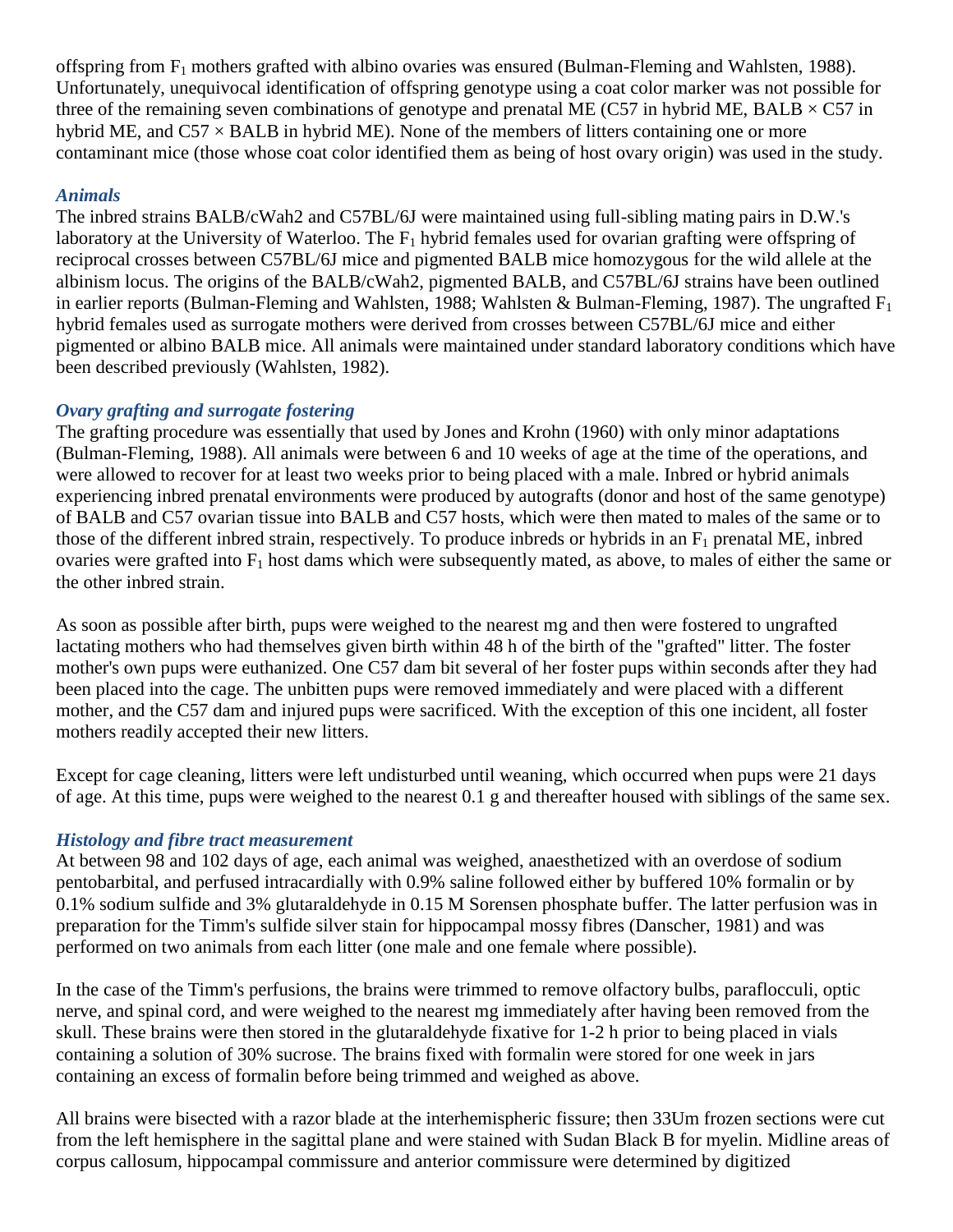offspring from $F_1$ mothers grafted with albino ovaries was ensured (Bulman-Fleming and Wahlsten, 1988). Unfortunately, unequivocal identification of offspring genotype using a coat color marker was not possible for three of the remaining seven combinations of genotype and prenatal ME (C57 in hybrid ME, BALB × C57 in hybrid ME, and C57 × BALB in hybrid ME). None of the members of litters containing one or more contaminant mice (those whose coat color identified them as being of host ovary origin) was used in the study.

### *Animals*

The inbred strains BALB/cWah2 and C57BL/6J were maintained using full-sibling mating pairs in D.W.'s laboratory at the University of Waterloo. The $F_1$ hybrid females used for ovarian grafting were offspring of reciprocal crosses between C57BL/6J mice and pigmented BALB mice homozygous for the wild allele at the albinism locus. The origins of the BALB/cWah2, pigmented BALB, and C57BL/6J strains have been outlined in earlier reports (Bulman-Fleming and Wahlsten, 1988; Wahlsten & Bulman-Fleming, 1987). The ungrafted $F_1$ hybrid females used as surrogate mothers were derived from crosses between C57BL/6J mice and either pigmented or albino BALB mice. All animals were maintained under standard laboratory conditions which have been described previously (Wahlsten, 1982).

### *Ovary grafting and surrogate fostering*

The grafting procedure was essentially that used by Jones and Krohn (1960) with only minor adaptations (Bulman-Fleming, 1988). All animals were between 6 and 10 weeks of age at the time of the operations, and were allowed to recover for at least two weeks prior to being placed with a male. Inbred or hybrid animals experiencing inbred prenatal environments were produced by autografts (donor and host of the same genotype) of BALB and C57 ovarian tissue into BALB and C57 hosts, which were then mated to males of the same or to those of the different inbred strain, respectively. To produce inbreds or hybrids in an $F_1$ prenatal ME, inbred ovaries were grafted into $F_1$ host dams which were subsequently mated, as above, to males of either the same or the other inbred strain.

As soon as possible after birth, pups were weighed to the nearest mg and then were fostered to ungrafted lactating mothers who had themselves given birth within 48 h of the birth of the "grafted" litter. The foster mother's own pups were euthanized. One C57 dam bit several of her foster pups within seconds after they had been placed into the cage. The unbitten pups were removed immediately and were placed with a different mother, and the C57 dam and injured pups were sacrificed. With the exception of this one incident, all foster mothers readily accepted their new litters.

Except for cage cleaning, litters were left undisturbed until weaning, which occurred when pups were 21 days of age. At this time, pups were weighed to the nearest 0.1 g and thereafter housed with siblings of the same sex.

### *Histology and fibre tract measurement*

At between 98 and 102 days of age, each animal was weighed, anaesthetized with an overdose of sodium pentobarbital, and perfused intracardially with 0.9% saline followed either by buffered 10% formalin or by 0.1% sodium sulfide and 3% glutaraldehyde in 0.15 M Sorensen phosphate buffer. The latter perfusion was in preparation for the Timm's sulfide silver stain for hippocampal mossy fibres (Danscher, 1981) and was performed on two animals from each litter (one male and one female where possible).

In the case of the Timm's perfusions, the brains were trimmed to remove olfactory bulbs, paraflocculi, optic nerve, and spinal cord, and were weighed to the nearest mg immediately after having been removed from the skull. These brains were then stored in the glutaraldehyde fixative for 1-2 h prior to being placed in vials containing a solution of 30% sucrose. The brains fixed with formalin were stored for one week in jars containing an excess of formalin before being trimmed and weighed as above.

All brains were bisected with a razor blade at the interhemispheric fissure; then 33Um frozen sections were cut from the left hemisphere in the sagittal plane and were stained with Sudan Black B for myelin. Midline areas of corpus callosum, hippocampal commissure and anterior commissure were determined by digitized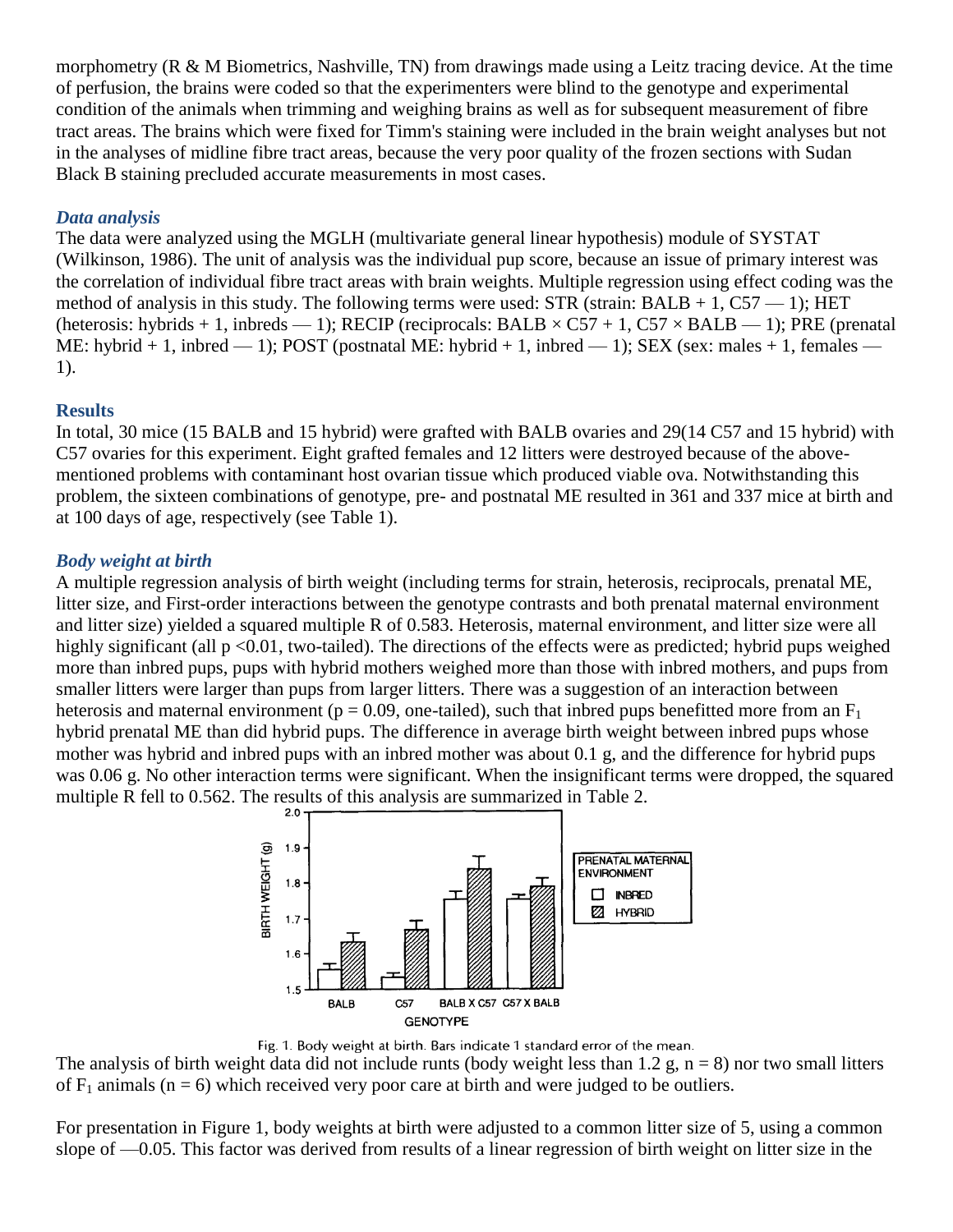morphometry (R & M Biometrics, Nashville, TN) from drawings made using a Leitz tracing device. At the time of perfusion, the brains were coded so that the experimenters were blind to the genotype and experimental condition of the animals when trimming and weighing brains as well as for subsequent measurement of fibre tract areas. The brains which were fixed for Timm's staining were included in the brain weight analyses but not in the analyses of midline fibre tract areas, because the very poor quality of the frozen sections with Sudan Black B staining precluded accurate measurements in most cases.

### *Data analysis*

The data were analyzed using the MGLH (multivariate general linear hypothesis) module of SYSTAT (Wilkinson, 1986). The unit of analysis was the individual pup score, because an issue of primary interest was the correlation of individual fibre tract areas with brain weights. Multiple regression using effect coding was the method of analysis in this study. The following terms were used: STR (strain: BALB + 1, C57 — 1); HET (heterosis: hybrids + 1, inbreds — 1); RECIP (reciprocals: BALB × C57 + 1, C57 × BALB — 1); PRE (prenatal ME: hybrid + 1, inbred — 1); POST (postnatal ME: hybrid + 1, inbred — 1); SEX (sex: males + 1, females — 1).

## Results

In total, 30 mice (15 BALB and 15 hybrid) were grafted with BALB ovaries and 29(14 C57 and 15 hybrid) with C57 ovaries for this experiment. Eight grafted females and 12 litters were destroyed because of the above-mentioned problems with contaminant host ovarian tissue which produced viable ova. Notwithstanding this problem, the sixteen combinations of genotype, pre- and postnatal ME resulted in 361 and 337 mice at birth and at 100 days of age, respectively (see Table 1).

### *Body weight at birth*

A multiple regression analysis of birth weight (including terms for strain, heterosis, reciprocals, prenatal ME, litter size, and First-order interactions between the genotype contrasts and both prenatal maternal environment and litter size) yielded a squared multiple R of 0.583. Heterosis, maternal environment, and litter size were all highly significant (all $p < 0.01$, two-tailed). The directions of the effects were as predicted; hybrid pups weighed more than inbred pups, pups with hybrid mothers weighed more than those with inbred mothers, and pups from smaller litters were larger than pups from larger litters. There was a suggestion of an interaction between heterosis and maternal environment ($p = 0.09$, one-tailed), such that inbred pups benefitted more from an $F_1$ hybrid prenatal ME than did hybrid pups. The difference in average birth weight between inbred pups whose mother was hybrid and inbred pups with an inbred mother was about 0.1 g, and the difference for hybrid pups was 0.06 g. No other interaction terms were significant. When the insignificant terms were dropped, the squared multiple R fell to 0.562. The results of this analysis are summarized in Table 2.

Fig. 1. Body weight at birth. Bars indicate 1 standard error of the mean.

The analysis of birth weight data did not include runts (body weight less than 1.2 g, n = 8) nor two small litters of $F_1$ animals (n = 6) which received very poor care at birth and were judged to be outliers.

For presentation in Figure 1, body weights at birth were adjusted to a common litter size of 5, using a common slope of —0.05. This factor was derived from results of a linear regression of birth weight on litter size in the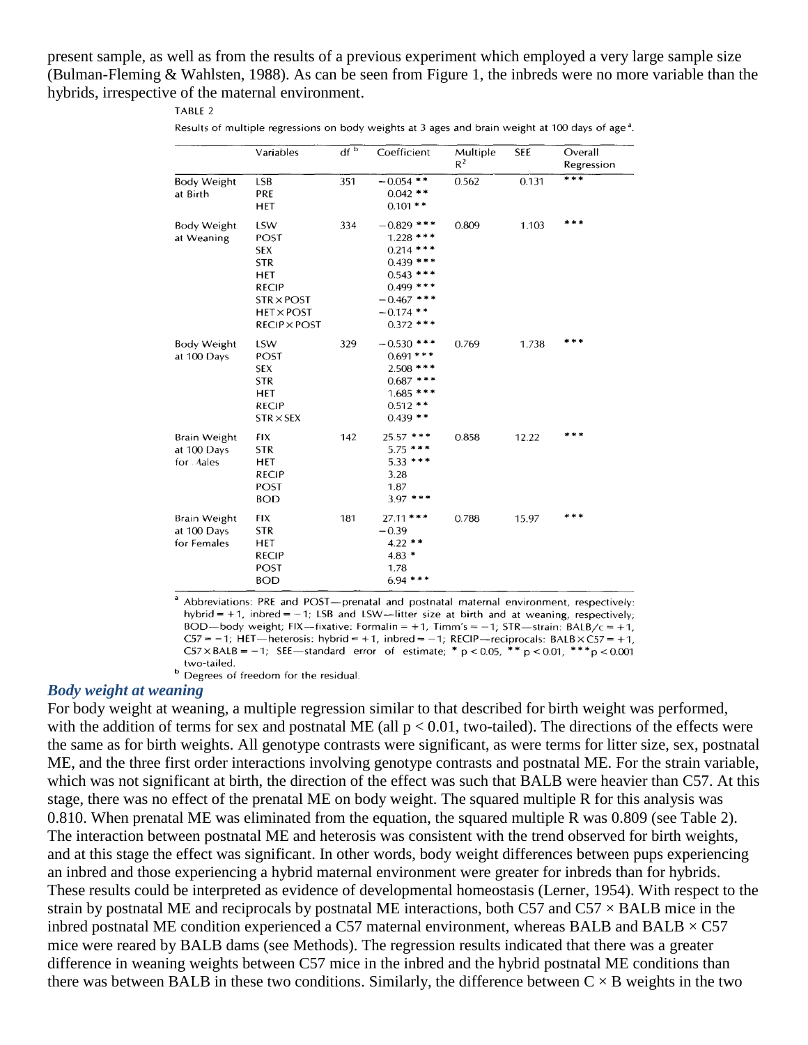present sample, as well as from the results of a previous experiment which employed a very large sample size (Bulman-Fleming & Wahlsten, 1988). As can be seen from Figure 1, the inbreds were no more variable than the hybrids, irrespective of the maternal environment.

TABLE 2

Results of multiple regressions on body weights at 3 ages and brain weight at 100 days of age[a].

| | Variables | df[b] | Coefficient | Multiple $R^2$ | SEE | Overall Regression |
|---|---|---|---|---|---|---|
| Body Weight at Birth | LSB | 351 | −0.054 ** | 0.562 | 0.131 | *** |
| | PRE | | 0.042 ** | | | |
| | HET | | 0.101 ** | | | |
| Body Weight at Weaning | LSW | 334 | −0.829 *** | 0.809 | 1.103 | *** |
| | POST | | 1.228 *** | | | |
| | SEX | | 0.214 *** | | | |
| | STR | | 0.439 *** | | | |
| | HET | | 0.543 *** | | | |
| | RECIP | | 0.499 *** | | | |
| | STR × POST | | −0.467 *** | | | |
| | HET × POST | | −0.174 ** | | | |
| | RECIP × POST | | 0.372 *** | | | |
| Body Weight at 100 Days | LSW | 329 | −0.530 *** | 0.769 | 1.738 | *** |
| | POST | | 0.691 *** | | | |
| | SEX | | 2.508 *** | | | |
| | STR | | 0.687 *** | | | |
| | HET | | 1.685 *** | | | |
| | RECIP | | 0.512 ** | | | |
| | STR × SEX | | 0.439 ** | | | |
| Brain Weight at 100 Days for Males | FIX | 142 | 25.57 *** | 0.858 | 12.22 | *** |
| | STR | | 5.75 *** | | | |
| | HET | | 5.33 *** | | | |
| | RECIP | | 3.28 | | | |
| | POST | | 1.87 | | | |
| | BOD | | 3.97 *** | | | |
| Brain Weight at 100 Days for Females | FIX | 181 | 27.11 *** | 0.788 | 15.97 | *** |
| | STR | | −0.39 | | | |
| | HET | | 4.22 ** | | | |
| | RECIP | | 4.83 * | | | |
| | POST | | 1.78 | | | |
| | BOD | | 6.94 *** | | | |

[a] Abbreviations: PRE and POST—prenatal and postnatal maternal environment, respectively: hybrid = +1, inbred = −1; LSB and LSW—litter size at birth and at weaning, respectively; BOD—body weight; FIX—fixative: Formalin = +1, Timm's = −1; STR—strain: BALB/c = +1, C57 = −1; HET—heterosis: hybrid = +1, inbred = −1; RECIP—reciprocals: BALB × C57 = +1, C57 × BALB = −1; SEE—standard error of estimate; * $p < 0.05$, ** $p < 0.01$, *** $p < 0.001$ two-tailed.

[b] Degrees of freedom for the residual.

### *Body weight at weaning*

For body weight at weaning, a multiple regression similar to that described for birth weight was performed, with the addition of terms for sex and postnatal ME (all $p < 0.01$, two-tailed). The directions of the effects were the same as for birth weights. All genotype contrasts were significant, as were terms for litter size, sex, postnatal ME, and the three first order interactions involving genotype contrasts and postnatal ME. For the strain variable, which was not significant at birth, the direction of the effect was such that BALB were heavier than C57. At this stage, there was no effect of the prenatal ME on body weight. The squared multiple R for this analysis was 0.810. When prenatal ME was eliminated from the equation, the squared multiple R was 0.809 (see Table 2). The interaction between postnatal ME and heterosis was consistent with the trend observed for birth weights, and at this stage the effect was significant. In other words, body weight differences between pups experiencing an inbred and those experiencing a hybrid maternal environment were greater for inbreds than for hybrids. These results could be interpreted as evidence of developmental homeostasis (Lerner, 1954). With respect to the strain by postnatal ME and reciprocals by postnatal ME interactions, both C57 and C57 × BALB mice in the inbred postnatal ME condition experienced a C57 maternal environment, whereas BALB and BALB × C57 mice were reared by BALB dams (see Methods). The regression results indicated that there was a greater difference in weaning weights between C57 mice in the inbred and the hybrid postnatal ME conditions than there was between BALB in these two conditions. Similarly, the difference between C × B weights in the two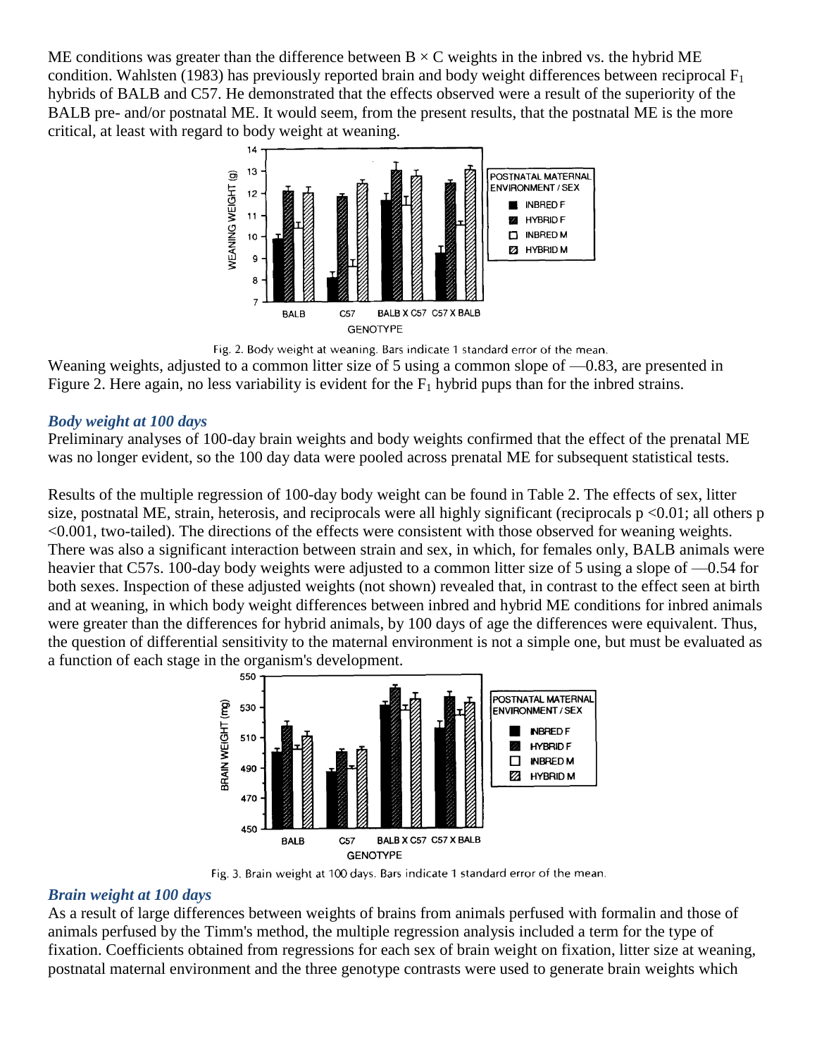ME conditions was greater than the difference between B × C weights in the inbred vs. the hybrid ME condition. Wahlsten (1983) has previously reported brain and body weight differences between reciprocal $F_1$ hybrids of BALB and C57. He demonstrated that the effects observed were a result of the superiority of the BALB pre- and/or postnatal ME. It would seem, from the present results, that the postnatal ME is the more critical, at least with regard to body weight at weaning.

Fig. 2. Body weight at weaning. Bars indicate 1 standard error of the mean.

Weaning weights, adjusted to a common litter size of 5 using a common slope of —0.83, are presented in Figure 2. Here again, no less variability is evident for the $F_1$ hybrid pups than for the inbred strains.

### *Body weight at 100 days*

Preliminary analyses of 100-day brain weights and body weights confirmed that the effect of the prenatal ME was no longer evident, so the 100 day data were pooled across prenatal ME for subsequent statistical tests.

Results of the multiple regression of 100-day body weight can be found in Table 2. The effects of sex, litter size, postnatal ME, strain, heterosis, and reciprocals were all highly significant (reciprocals $p < 0.01$; all others $p < 0.001$, two-tailed). The directions of the effects were consistent with those observed for weaning weights. There was also a significant interaction between strain and sex, in which, for females only, BALB animals were heavier that C57s. 100-day body weights were adjusted to a common litter size of 5 using a slope of —0.54 for both sexes. Inspection of these adjusted weights (not shown) revealed that, in contrast to the effect seen at birth and at weaning, in which body weight differences between inbred and hybrid ME conditions for inbred animals were greater than the differences for hybrid animals, by 100 days of age the differences were equivalent. Thus, the question of differential sensitivity to the maternal environment is not a simple one, but must be evaluated as a function of each stage in the organism's development.

Fig. 3. Brain weight at 100 days. Bars indicate 1 standard error of the mean.

### *Brain weight at 100 days*

As a result of large differences between weights of brains from animals perfused with formalin and those of animals perfused by the Timm's method, the multiple regression analysis included a term for the type of fixation. Coefficients obtained from regressions for each sex of brain weight on fixation, litter size at weaning, postnatal maternal environment and the three genotype contrasts were used to generate brain weights which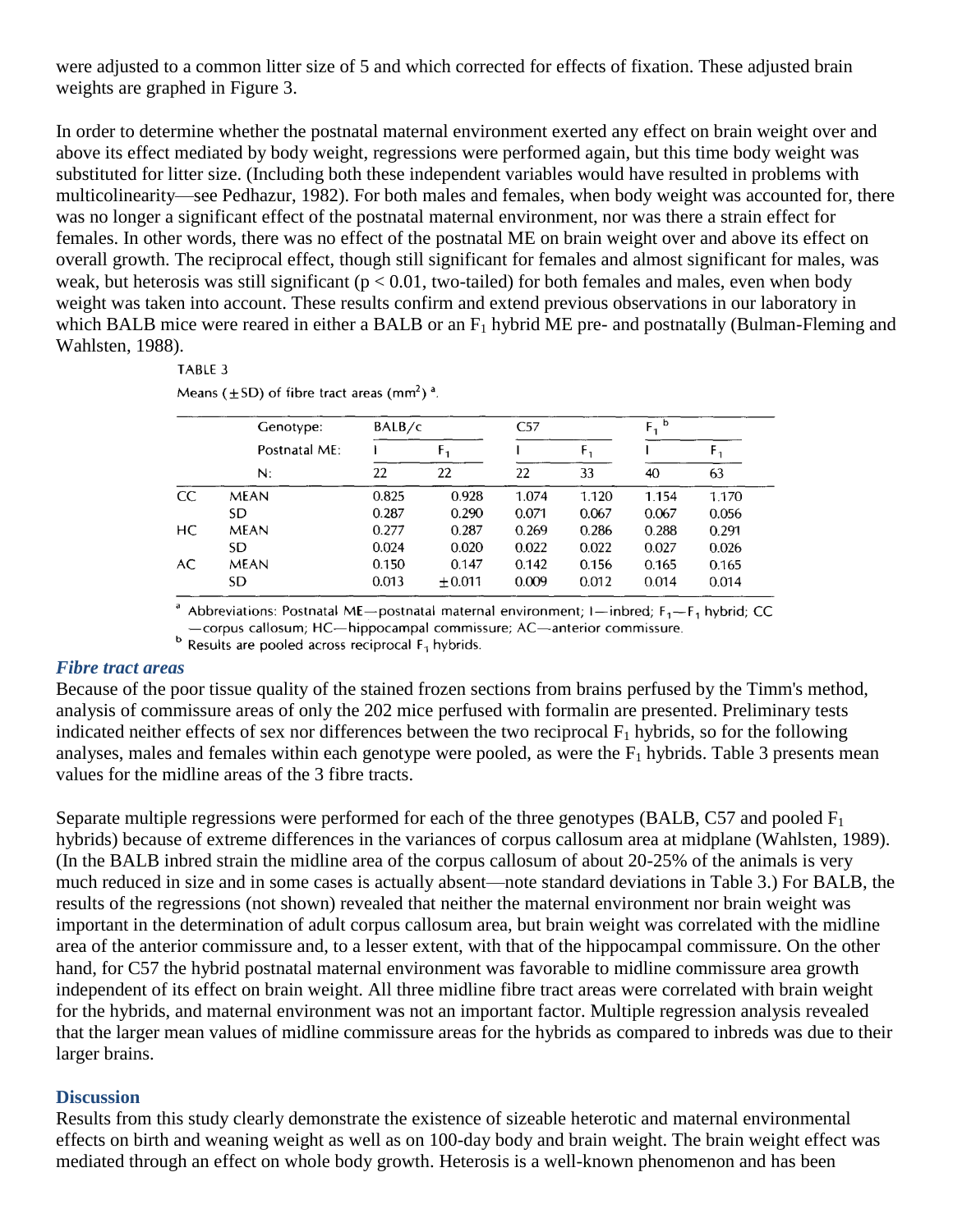were adjusted to a common litter size of 5 and which corrected for effects of fixation. These adjusted brain weights are graphed in Figure 3.

In order to determine whether the postnatal maternal environment exerted any effect on brain weight over and above its effect mediated by body weight, regressions were performed again, but this time body weight was substituted for litter size. (Including both these independent variables would have resulted in problems with multicolinearity—see Pedhazur, 1982). For both males and females, when body weight was accounted for, there was no longer a significant effect of the postnatal maternal environment, nor was there a strain effect for females. In other words, there was no effect of the postnatal ME on brain weight over and above its effect on overall growth. The reciprocal effect, though still significant for females and almost significant for males, was weak, but heterosis was still significant ($p < 0.01$, two-tailed) for both females and males, even when body weight was taken into account. These results confirm and extend previous observations in our laboratory in which BALB mice were reared in either a BALB or an $F_1$ hybrid ME pre- and postnatally (Bulman-Fleming and Wahlsten, 1988).

TABLE 3

Means (±SD) of fibre tract areas ($mm^2$) [a].

| | Genotype: | BALB/c | | C57 | | $F_1$ [b] | |
|---|---|---|---|---|---|---|---|
| | Postnatal ME: | I | $F_1$ | I | $F_1$ | I | $F_1$ |
| | N: | 22 | 22 | 22 | 33 | 40 | 63 |
| CC | MEAN | 0.825 | 0.928 | 1.074 | 1.120 | 1.154 | 1.170 |
| | SD | 0.287 | 0.290 | 0.071 | 0.067 | 0.067 | 0.056 |
| HC | MEAN | 0.277 | 0.287 | 0.269 | 0.286 | 0.288 | 0.291 |
| | SD | 0.024 | 0.020 | 0.022 | 0.022 | 0.027 | 0.026 |
| AC | MEAN | 0.150 | 0.147 | 0.142 | 0.156 | 0.165 | 0.165 |
| | SD | 0.013 | ±0.011 | 0.009 | 0.012 | 0.014 | 0.014 |

[a] Abbreviations: Postnatal ME—postnatal maternal environment; I—inbred; $F_1$—$F_1$ hybrid; CC—corpus callosum; HC—hippocampal commissure; AC—anterior commissure.

[b] Results are pooled across reciprocal $F_1$ hybrids.

### *Fibre tract areas*

Because of the poor tissue quality of the stained frozen sections from brains perfused by the Timm's method, analysis of commissure areas of only the 202 mice perfused with formalin are presented. Preliminary tests indicated neither effects of sex nor differences between the two reciprocal $F_1$ hybrids, so for the following analyses, males and females within each genotype were pooled, as were the $F_1$ hybrids. Table 3 presents mean values for the midline areas of the 3 fibre tracts.

Separate multiple regressions were performed for each of the three genotypes (BALB, C57 and pooled $F_1$ hybrids) because of extreme differences in the variances of corpus callosum area at midplane (Wahlsten, 1989). (In the BALB inbred strain the midline area of the corpus callosum of about 20-25% of the animals is very much reduced in size and in some cases is actually absent—note standard deviations in Table 3.) For BALB, the results of the regressions (not shown) revealed that neither the maternal environment nor brain weight was important in the determination of adult corpus callosum area, but brain weight was correlated with the midline area of the anterior commissure and, to a lesser extent, with that of the hippocampal commissure. On the other hand, for C57 the hybrid postnatal maternal environment was favorable to midline commissure area growth independent of its effect on brain weight. All three midline fibre tract areas were correlated with brain weight for the hybrids, and maternal environment was not an important factor. Multiple regression analysis revealed that the larger mean values of midline commissure areas for the hybrids as compared to inbreds was due to their larger brains.

## Discussion

Results from this study clearly demonstrate the existence of sizeable heterotic and maternal environmental effects on birth and weaning weight as well as on 100-day body and brain weight. The brain weight effect was mediated through an effect on whole body growth. Heterosis is a well-known phenomenon and has been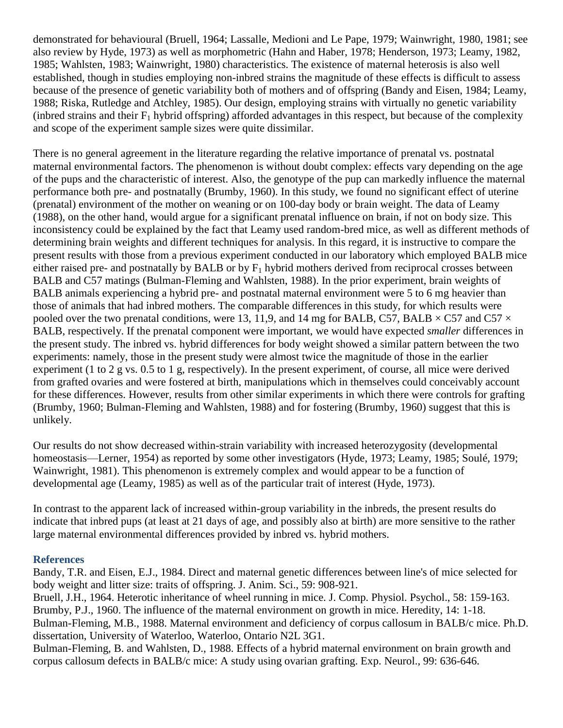demonstrated for behavioural (Bruell, 1964; Lassalle, Medioni and Le Pape, 1979; Wainwright, 1980, 1981; see also review by Hyde, 1973) as well as morphometric (Hahn and Haber, 1978; Henderson, 1973; Leamy, 1982, 1985; Wahlsten, 1983; Wainwright, 1980) characteristics. The existence of maternal heterosis is also well established, though in studies employing non-inbred strains the magnitude of these effects is difficult to assess because of the presence of genetic variability both of mothers and of offspring (Bandy and Eisen, 1984; Leamy, 1988; Riska, Rutledge and Atchley, 1985). Our design, employing strains with virtually no genetic variability (inbred strains and their $F_1$ hybrid offspring) afforded advantages in this respect, but because of the complexity and scope of the experiment sample sizes were quite dissimilar.

There is no general agreement in the literature regarding the relative importance of prenatal vs. postnatal maternal environmental factors. The phenomenon is without doubt complex: effects vary depending on the age of the pups and the characteristic of interest. Also, the genotype of the pup can markedly influence the maternal performance both pre- and postnatally (Brumby, 1960). In this study, we found no significant effect of uterine (prenatal) environment of the mother on weaning or on 100-day body or brain weight. The data of Leamy (1988), on the other hand, would argue for a significant prenatal influence on brain, if not on body size. This inconsistency could be explained by the fact that Leamy used random-bred mice, as well as different methods of determining brain weights and different techniques for analysis. In this regard, it is instructive to compare the present results with those from a previous experiment conducted in our laboratory which employed BALB mice either raised pre- and postnatally by BALB or by $F_1$ hybrid mothers derived from reciprocal crosses between BALB and C57 matings (Bulman-Fleming and Wahlsten, 1988). In the prior experiment, brain weights of BALB animals experiencing a hybrid pre- and postnatal maternal environment were 5 to 6 mg heavier than those of animals that had inbred mothers. The comparable differences in this study, for which results were pooled over the two prenatal conditions, were 13, 11,9, and 14 mg for BALB, C57, BALB × C57 and C57 × BALB, respectively. If the prenatal component were important, we would have expected *smaller* differences in the present study. The inbred vs. hybrid differences for body weight showed a similar pattern between the two experiments: namely, those in the present study were almost twice the magnitude of those in the earlier experiment (1 to 2 g vs. 0.5 to 1 g, respectively). In the present experiment, of course, all mice were derived from grafted ovaries and were fostered at birth, manipulations which in themselves could conceivably account for these differences. However, results from other similar experiments in which there were controls for grafting (Brumby, 1960; Bulman-Fleming and Wahlsten, 1988) and for fostering (Brumby, 1960) suggest that this is unlikely.

Our results do not show decreased within-strain variability with increased heterozygosity (developmental homeostasis—Lerner, 1954) as reported by some other investigators (Hyde, 1973; Leamy, 1985; Soulé, 1979; Wainwright, 1981). This phenomenon is extremely complex and would appear to be a function of developmental age (Leamy, 1985) as well as of the particular trait of interest (Hyde, 1973).

In contrast to the apparent lack of increased within-group variability in the inbreds, the present results do indicate that inbred pups (at least at 21 days of age, and possibly also at birth) are more sensitive to the rather large maternal environmental differences provided by inbred vs. hybrid mothers.

## References

Bandy, T.R. and Eisen, E.J., 1984. Direct and maternal genetic differences between line's of mice selected for body weight and litter size: traits of offspring. J. Anim. Sci., 59: 908-921.

Bruell, J.H., 1964. Heterotic inheritance of wheel running in mice. J. Comp. Physiol. Psychol., 58: 159-163.

Brumby, P.J., 1960. The influence of the maternal environment on growth in mice. Heredity, 14: 1-18.

Bulman-Fleming, M.B., 1988. Maternal environment and deficiency of corpus callosum in BALB/c mice. Ph.D. dissertation, University of Waterloo, Waterloo, Ontario N2L 3G1.

Bulman-Fleming, B. and Wahlsten, D., 1988. Effects of a hybrid maternal environment on brain growth and corpus callosum defects in BALB/c mice: A study using ovarian grafting. Exp. Neurol., 99: 636-646.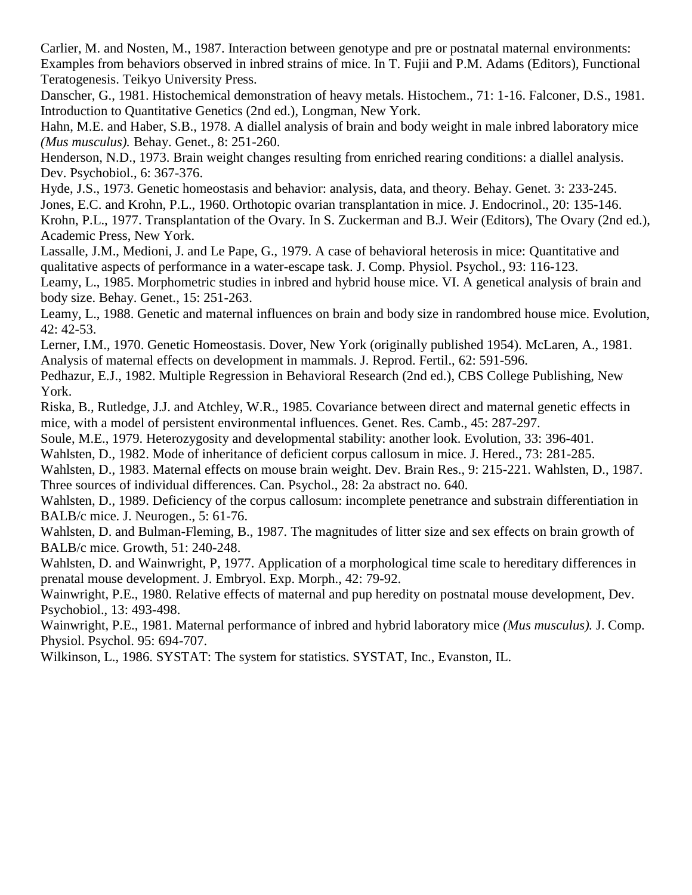Carlier, M. and Nosten, M., 1987. Interaction between genotype and pre or postnatal maternal environments: Examples from behaviors observed in inbred strains of mice. In T. Fujii and P.M. Adams (Editors), Functional Teratogenesis. Teikyo University Press.

Danscher, G., 1981. Histochemical demonstration of heavy metals. Histochem., 71: 1-16. Falconer, D.S., 1981. Introduction to Quantitative Genetics (2nd ed.), Longman, New York.

Hahn, M.E. and Haber, S.B., 1978. A diallel analysis of brain and body weight in male inbred laboratory mice *(Mus musculus).* Behay. Genet., 8: 251-260.

Henderson, N.D., 1973. Brain weight changes resulting from enriched rearing conditions: a diallel analysis. Dev. Psychobiol., 6: 367-376.

Hyde, J.S., 1973. Genetic homeostasis and behavior: analysis, data, and theory. Behay. Genet. 3: 233-245.

Jones, E.C. and Krohn, P.L., 1960. Orthotopic ovarian transplantation in mice. J. Endocrinol., 20: 135-146.

Krohn, P.L., 1977. Transplantation of the Ovary. In S. Zuckerman and B.J. Weir (Editors), The Ovary (2nd ed.), Academic Press, New York.

Lassalle, J.M., Medioni, J. and Le Pape, G., 1979. A case of behavioral heterosis in mice: Quantitative and qualitative aspects of performance in a water-escape task. J. Comp. Physiol. Psychol., 93: 116-123.

Leamy, L., 1985. Morphometric studies in inbred and hybrid house mice. VI. A genetical analysis of brain and body size. Behay. Genet., 15: 251-263.

Leamy, L., 1988. Genetic and maternal influences on brain and body size in randombred house mice. Evolution, 42: 42-53.

Lerner, I.M., 1970. Genetic Homeostasis. Dover, New York (originally published 1954). McLaren, A., 1981. Analysis of maternal effects on development in mammals. J. Reprod. Fertil., 62: 591-596.

Pedhazur, E.J., 1982. Multiple Regression in Behavioral Research (2nd ed.), CBS College Publishing, New York.

Riska, B., Rutledge, J.J. and Atchley, W.R., 1985. Covariance between direct and maternal genetic effects in mice, with a model of persistent environmental influences. Genet. Res. Camb., 45: 287-297.

Soule, M.E., 1979. Heterozygosity and developmental stability: another look. Evolution, 33: 396-401.

Wahlsten, D., 1982. Mode of inheritance of deficient corpus callosum in mice. J. Hered., 73: 281-285.

Wahlsten, D., 1983. Maternal effects on mouse brain weight. Dev. Brain Res., 9: 215-221. Wahlsten, D., 1987. Three sources of individual differences. Can. Psychol., 28: 2a abstract no. 640.

Wahlsten, D., 1989. Deficiency of the corpus callosum: incomplete penetrance and substrain differentiation in BALB/c mice. J. Neurogen., 5: 61-76.

Wahlsten, D. and Bulman-Fleming, B., 1987. The magnitudes of litter size and sex effects on brain growth of BALB/c mice. Growth, 51: 240-248.

Wahlsten, D. and Wainwright, P, 1977. Application of a morphological time scale to hereditary differences in prenatal mouse development. J. Embryol. Exp. Morph., 42: 79-92.

Wainwright, P.E., 1980. Relative effects of maternal and pup heredity on postnatal mouse development, Dev. Psychobiol., 13: 493-498.

Wainwright, P.E., 1981. Maternal performance of inbred and hybrid laboratory mice *(Mus musculus).* J. Comp. Physiol. Psychol. 95: 694-707.

Wilkinson, L., 1986. SYSTAT: The system for statistics. SYSTAT, Inc., Evanston, IL.